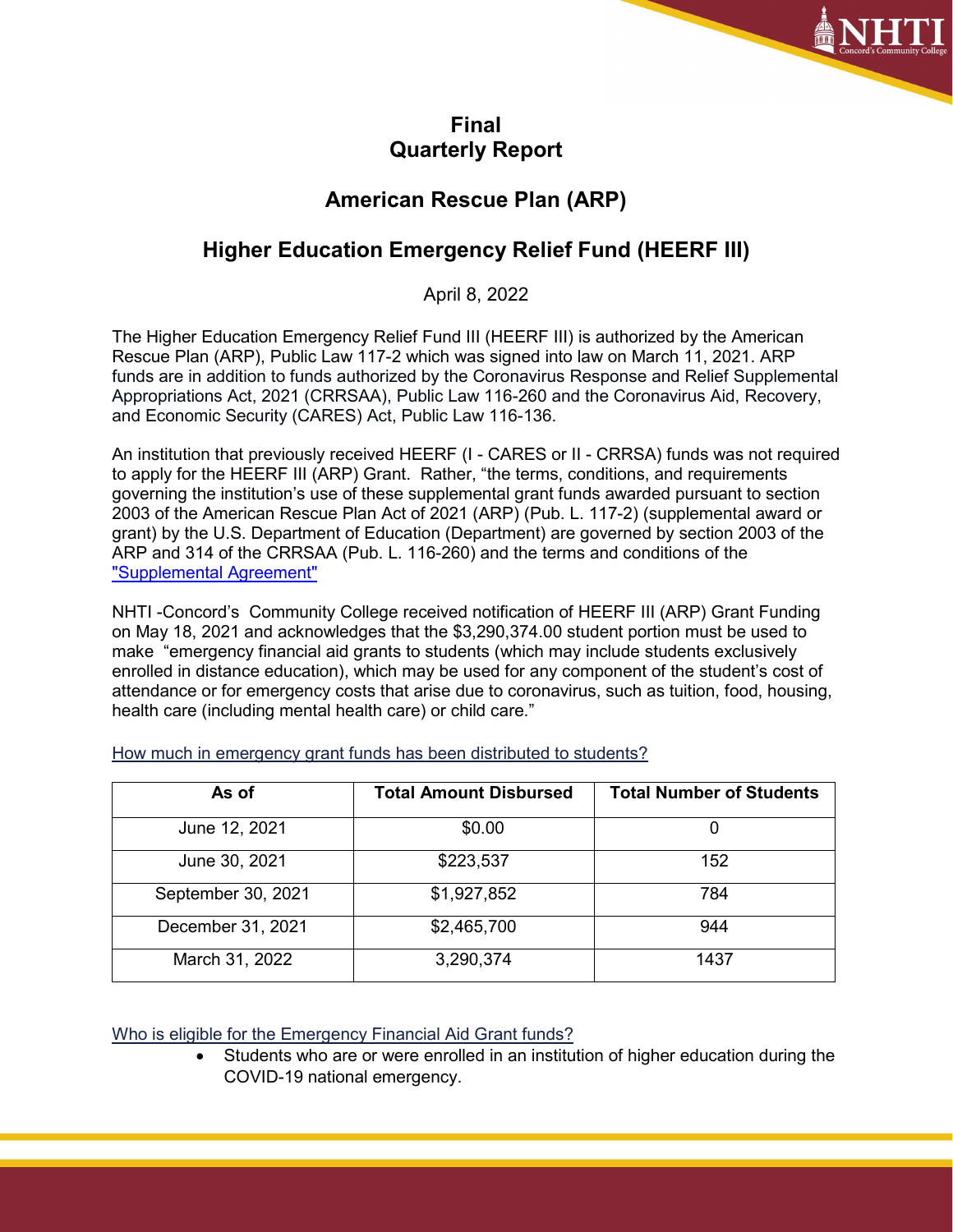# Final
# Quarterly Report

## American Rescue Plan (ARP)

## Higher Education Emergency Relief Fund (HEERF III)

April 8, 2022

The Higher Education Emergency Relief Fund III (HEERF III) is authorized by the American Rescue Plan (ARP), Public Law 117-2 which was signed into law on March 11, 2021. ARP funds are in addition to funds authorized by the Coronavirus Response and Relief Supplemental Appropriations Act, 2021 (CRRSAA), Public Law 116-260 and the Coronavirus Aid, Recovery, and Economic Security (CARES) Act, Public Law 116-136.

An institution that previously received HEERF (I - CARES or II - CRRSA) funds was not required to apply for the HEERF III (ARP) Grant. Rather, "the terms, conditions, and requirements governing the institution's use of these supplemental grant funds awarded pursuant to section 2003 of the American Rescue Plan Act of 2021 (ARP) (Pub. L. 117-2) (supplemental award or grant) by the U.S. Department of Education (Department) are governed by section 2003 of the ARP and 314 of the CRRSAA (Pub. L. 116-260) and the terms and conditions of the "Supplemental Agreement"

NHTI -Concord's Community College received notification of HEERF III (ARP) Grant Funding on May 18, 2021 and acknowledges that the $3,290,374.00 student portion must be used to make "emergency financial aid grants to students (which may include students exclusively enrolled in distance education), which may be used for any component of the student's cost of attendance or for emergency costs that arise due to coronavirus, such as tuition, food, housing, health care (including mental health care) or child care."

How much in emergency grant funds has been distributed to students?

| As of | Total Amount Disbursed | Total Number of Students |
|---|---|---|
| June 12, 2021 | $0.00 | 0 |
| June 30, 2021 | $223,537 | 152 |
| September 30, 2021 | $1,927,852 | 784 |
| December 31, 2021 | $2,465,700 | 944 |
| March 31, 2022 | 3,290,374 | 1437 |

Who is eligible for the Emergency Financial Aid Grant funds?

- Students who are or were enrolled in an institution of higher education during the COVID-19 national emergency.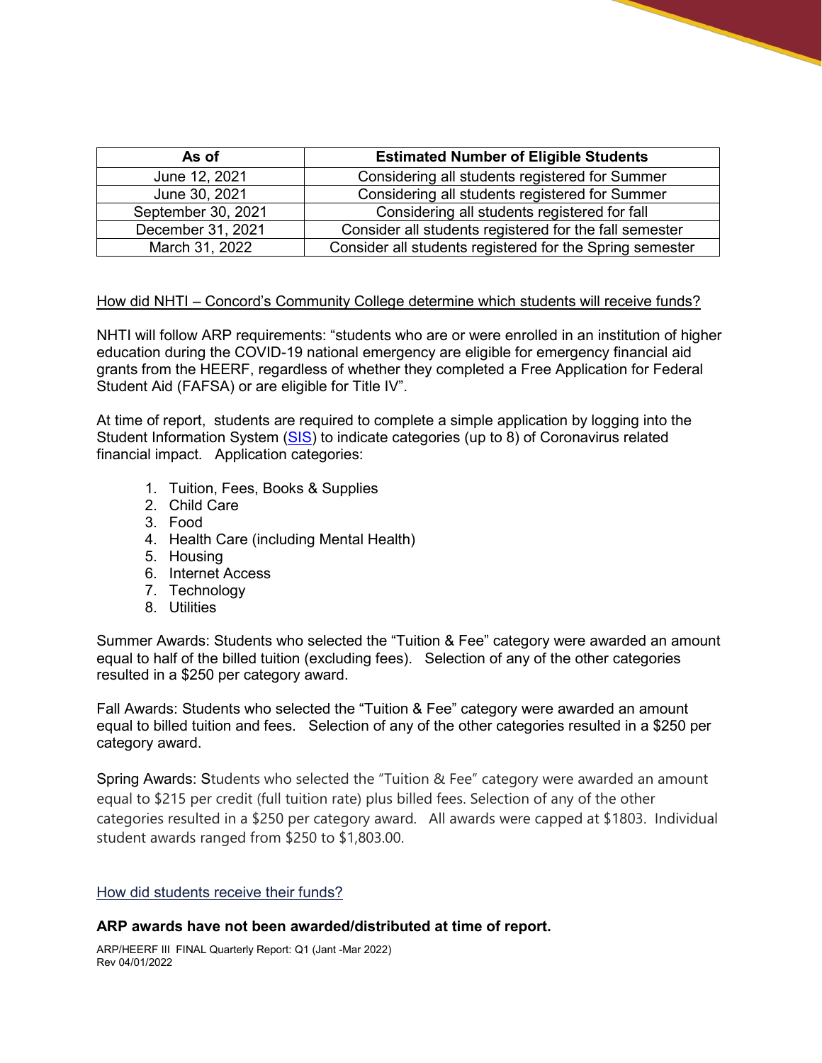| As of | Estimated Number of Eligible Students |
|---|---|
| June 12, 2021 | Considering all students registered for Summer |
| June 30, 2021 | Considering all students registered for Summer |
| September 30, 2021 | Considering all students registered for fall |
| December 31, 2021 | Consider all students registered for the fall semester |
| March 31, 2022 | Consider all students registered for the Spring semester |

How did NHTI – Concord's Community College determine which students will receive funds?

NHTI will follow ARP requirements: "students who are or were enrolled in an institution of higher education during the COVID-19 national emergency are eligible for emergency financial aid grants from the HEERF, regardless of whether they completed a Free Application for Federal Student Aid (FAFSA) or are eligible for Title IV".

At time of report, students are required to complete a simple application by logging into the Student Information System (SIS) to indicate categories (up to 8) of Coronavirus related financial impact. Application categories:

1. Tuition, Fees, Books & Supplies
2. Child Care
3. Food
4. Health Care (including Mental Health)
5. Housing
6. Internet Access
7. Technology
8. Utilities

Summer Awards: Students who selected the "Tuition & Fee" category were awarded an amount equal to half of the billed tuition (excluding fees). Selection of any of the other categories resulted in a $250 per category award.

Fall Awards: Students who selected the "Tuition & Fee" category were awarded an amount equal to billed tuition and fees. Selection of any of the other categories resulted in a $250 per category award.

Spring Awards: Students who selected the "Tuition & Fee" category were awarded an amount equal to $215 per credit (full tuition rate) plus billed fees. Selection of any of the other categories resulted in a $250 per category award. All awards were capped at $1803. Individual student awards ranged from $250 to $1,803.00.

How did students receive their funds?

**ARP awards have not been awarded/distributed at time of report.**

ARP/HEERF III FINAL Quarterly Report: Q1 (Jant -Mar 2022)
Rev 04/01/2022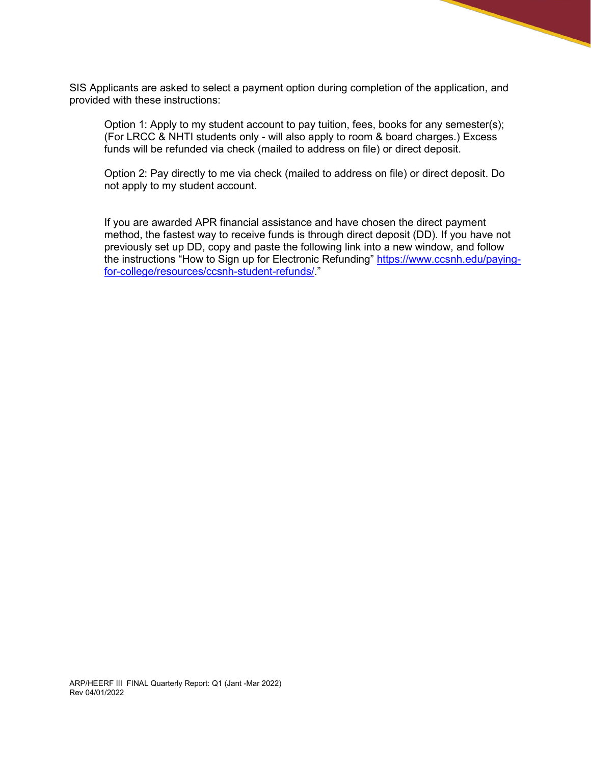SIS Applicants are asked to select a payment option during completion of the application, and provided with these instructions:

> Option 1: Apply to my student account to pay tuition, fees, books for any semester(s); (For LRCC & NHTI students only - will also apply to room & board charges.) Excess funds will be refunded via check (mailed to address on file) or direct deposit.
>
> Option 2: Pay directly to me via check (mailed to address on file) or direct deposit. Do not apply to my student account.
>
> If you are awarded APR financial assistance and have chosen the direct payment method, the fastest way to receive funds is through direct deposit (DD). If you have not previously set up DD, copy and paste the following link into a new window, and follow the instructions "How to Sign up for Electronic Refunding" https://www.ccsnh.edu/paying-for-college/resources/ccsnh-student-refunds/."